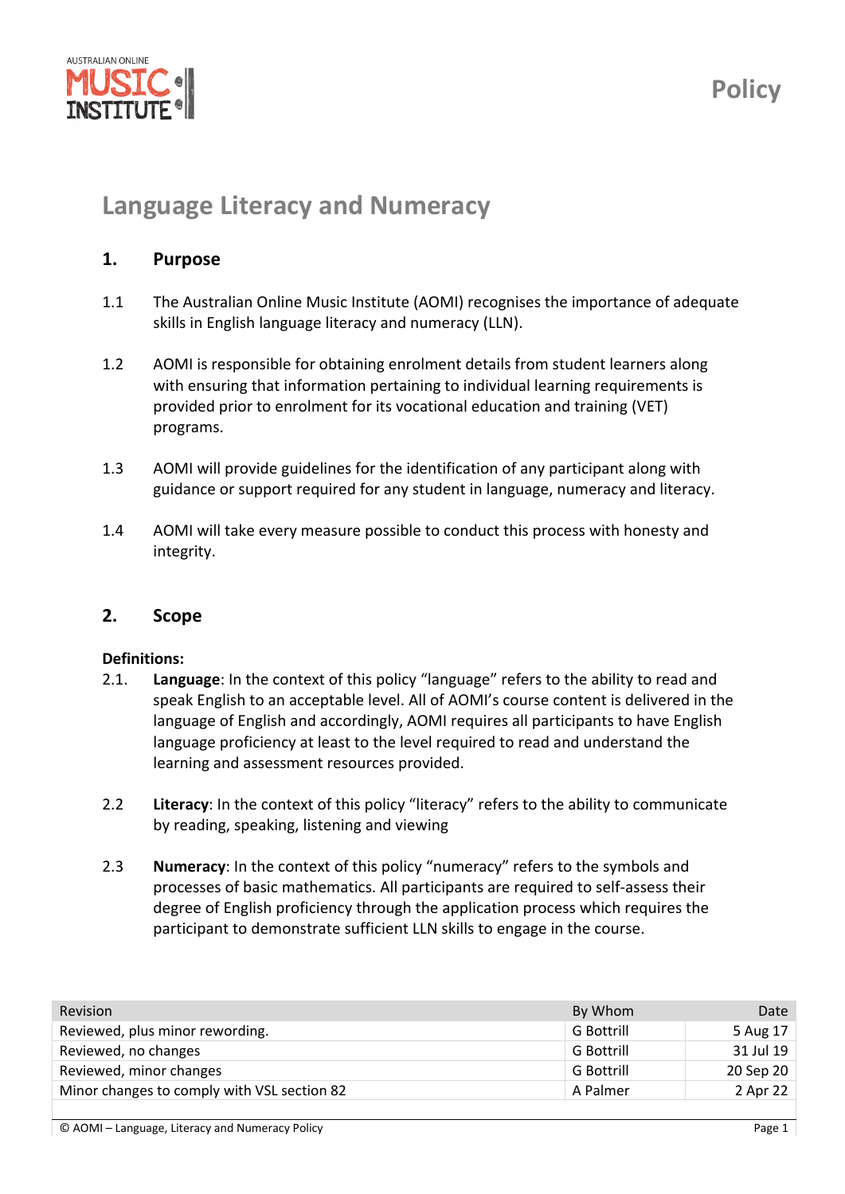Policy

# Language Literacy and Numeracy

## 1. Purpose

1.1 The Australian Online Music Institute (AOMI) recognises the importance of adequate skills in English language literacy and numeracy (LLN).

1.2 AOMI is responsible for obtaining enrolment details from student learners along with ensuring that information pertaining to individual learning requirements is provided prior to enrolment for its vocational education and training (VET) programs.

1.3 AOMI will provide guidelines for the identification of any participant along with guidance or support required for any student in language, numeracy and literacy.

1.4 AOMI will take every measure possible to conduct this process with honesty and integrity.

## 2. Scope

**Definitions:**

2.1. **Language**: In the context of this policy "language" refers to the ability to read and speak English to an acceptable level. All of AOMI's course content is delivered in the language of English and accordingly, AOMI requires all participants to have English language proficiency at least to the level required to read and understand the learning and assessment resources provided.

2.2 **Literacy**: In the context of this policy "literacy" refers to the ability to communicate by reading, speaking, listening and viewing

2.3 **Numeracy**: In the context of this policy "numeracy" refers to the symbols and processes of basic mathematics. All participants are required to self-assess their degree of English proficiency through the application process which requires the participant to demonstrate sufficient LLN skills to engage in the course.

| Revision | By Whom | Date |
|---|---|---|
| Reviewed, plus minor rewording. | G Bottrill | 5 Aug 17 |
| Reviewed, no changes | G Bottrill | 31 Jul 19 |
| Reviewed, minor changes | G Bottrill | 20 Sep 20 |
| Minor changes to comply with VSL section 82 | A Palmer | 2 Apr 22 |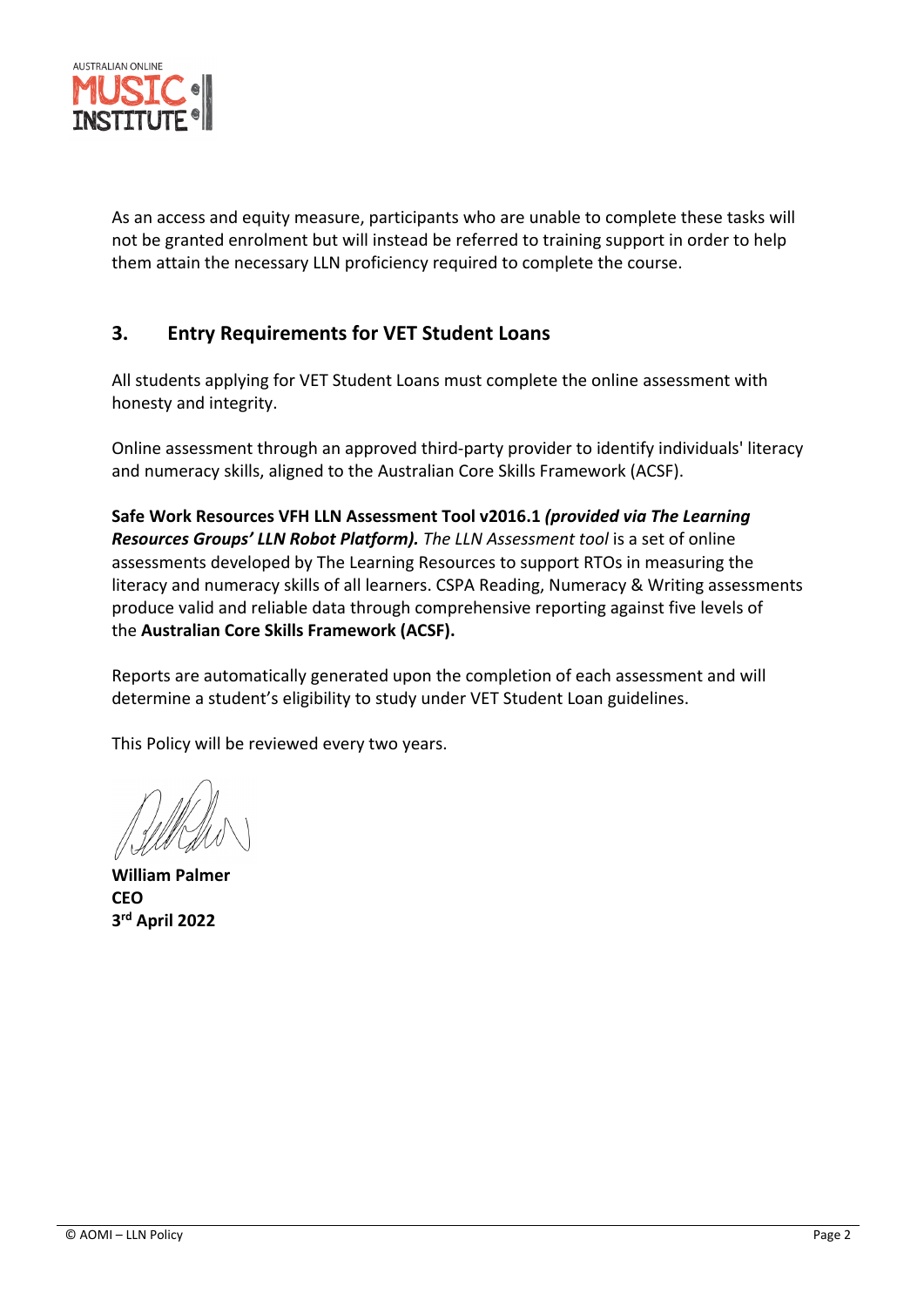As an access and equity measure, participants who are unable to complete these tasks will not be granted enrolment but will instead be referred to training support in order to help them attain the necessary LLN proficiency required to complete the course.

## 3. Entry Requirements for VET Student Loans

All students applying for VET Student Loans must complete the online assessment with honesty and integrity.

Online assessment through an approved third-party provider to identify individuals' literacy and numeracy skills, aligned to the Australian Core Skills Framework (ACSF).

**Safe Work Resources VFH LLN Assessment Tool v2016.1** ***(provided via The Learning Resources Groups' LLN Robot Platform).*** *The LLN Assessment tool* is a set of online assessments developed by The Learning Resources to support RTOs in measuring the literacy and numeracy skills of all learners. CSPA Reading, Numeracy & Writing assessments produce valid and reliable data through comprehensive reporting against five levels of the **Australian Core Skills Framework (ACSF).**

Reports are automatically generated upon the completion of each assessment and will determine a student's eligibility to study under VET Student Loan guidelines.

This Policy will be reviewed every two years.

**William Palmer**
**CEO**
**3rd April 2022**